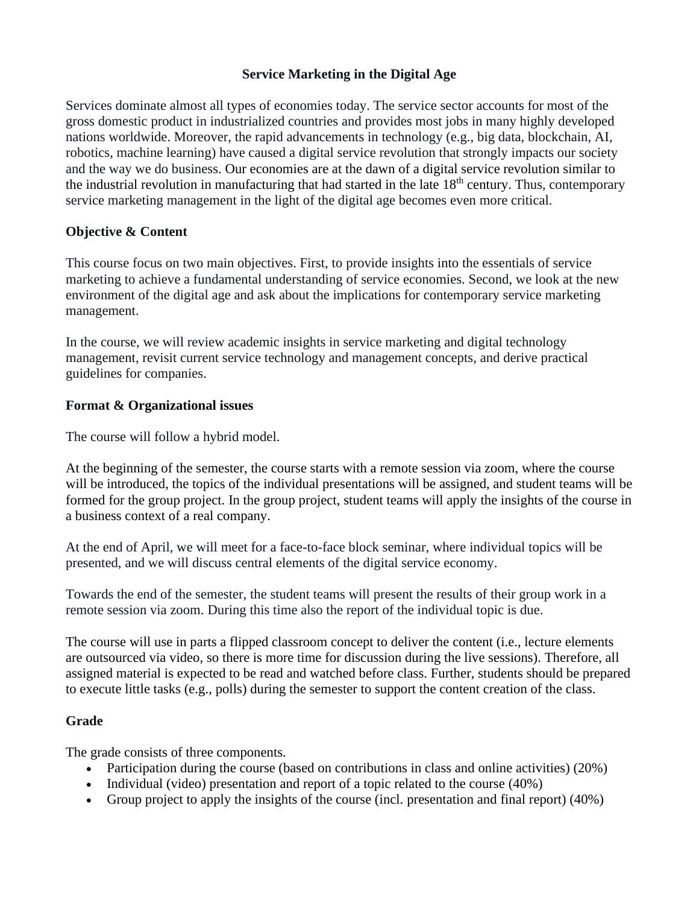# Service Marketing in the Digital Age

Services dominate almost all types of economies today. The service sector accounts for most of the gross domestic product in industrialized countries and provides most jobs in many highly developed nations worldwide. Moreover, the rapid advancements in technology (e.g., big data, blockchain, AI, robotics, machine learning) have caused a digital service revolution that strongly impacts our society and the way we do business. Our economies are at the dawn of a digital service revolution similar to the industrial revolution in manufacturing that had started in the late 18th century. Thus, contemporary service marketing management in the light of the digital age becomes even more critical.

## Objective & Content

This course focus on two main objectives. First, to provide insights into the essentials of service marketing to achieve a fundamental understanding of service economies. Second, we look at the new environment of the digital age and ask about the implications for contemporary service marketing management.

In the course, we will review academic insights in service marketing and digital technology management, revisit current service technology and management concepts, and derive practical guidelines for companies.

## Format & Organizational issues

The course will follow a hybrid model.

At the beginning of the semester, the course starts with a remote session via zoom, where the course will be introduced, the topics of the individual presentations will be assigned, and student teams will be formed for the group project. In the group project, student teams will apply the insights of the course in a business context of a real company.

At the end of April, we will meet for a face-to-face block seminar, where individual topics will be presented, and we will discuss central elements of the digital service economy.

Towards the end of the semester, the student teams will present the results of their group work in a remote session via zoom. During this time also the report of the individual topic is due.

The course will use in parts a flipped classroom concept to deliver the content (i.e., lecture elements are outsourced via video, so there is more time for discussion during the live sessions). Therefore, all assigned material is expected to be read and watched before class. Further, students should be prepared to execute little tasks (e.g., polls) during the semester to support the content creation of the class.

## Grade

The grade consists of three components.

- Participation during the course (based on contributions in class and online activities) (20%)
- Individual (video) presentation and report of a topic related to the course (40%)
- Group project to apply the insights of the course (incl. presentation and final report) (40%)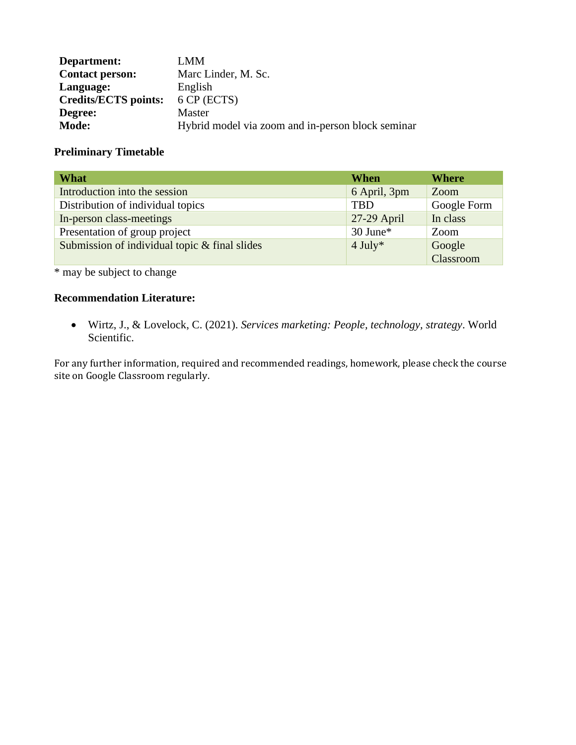**Department:** LMM
**Contact person:** Marc Linder, M. Sc.
**Language:** English
**Credits/ECTS points:** 6 CP (ECTS)
**Degree:** Master
**Mode:** Hybrid model via zoom and in-person block seminar

### Preliminary Timetable

| What | When | Where |
|---|---|---|
| Introduction into the session | 6 April, 3pm | Zoom |
| Distribution of individual topics | TBD | Google Form |
| In-person class-meetings | 27-29 April | In class |
| Presentation of group project | 30 June* | Zoom |
| Submission of individual topic & final slides | 4 July* | Google Classroom |

* may be subject to change

### Recommendation Literature:

- Wirtz, J., & Lovelock, C. (2021). *Services marketing: People, technology, strategy*. World Scientific.

For any further information, required and recommended readings, homework, please check the course site on Google Classroom regularly.